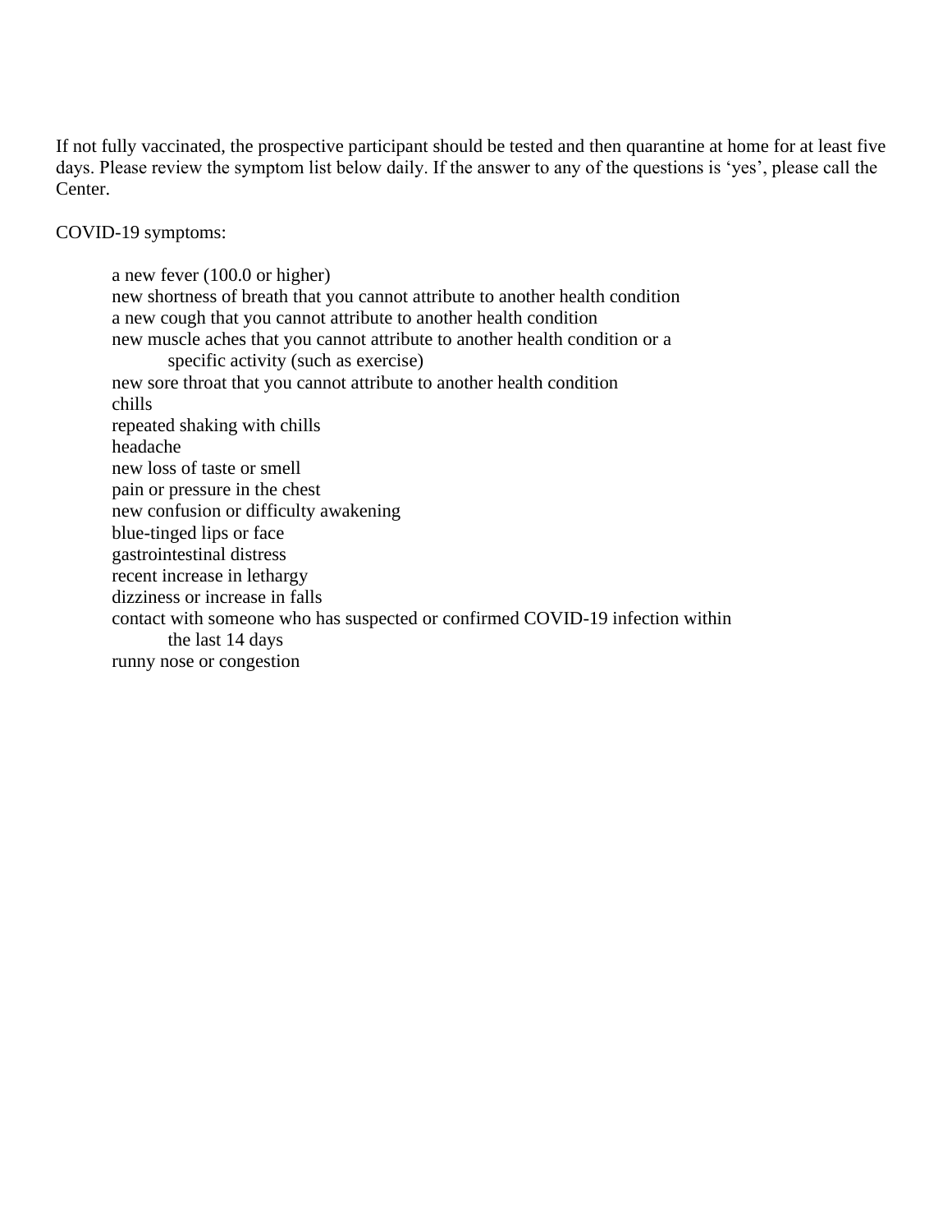If not fully vaccinated, the prospective participant should be tested and then quarantine at home for at least five days. Please review the symptom list below daily. If the answer to any of the questions is 'yes', please call the Center.

COVID-19 symptoms:

- a new fever (100.0 or higher)
- new shortness of breath that you cannot attribute to another health condition
- a new cough that you cannot attribute to another health condition
- new muscle aches that you cannot attribute to another health condition or a specific activity (such as exercise)
- new sore throat that you cannot attribute to another health condition
- chills
- repeated shaking with chills
- headache
- new loss of taste or smell
- pain or pressure in the chest
- new confusion or difficulty awakening
- blue-tinged lips or face
- gastrointestinal distress
- recent increase in lethargy
- dizziness or increase in falls
- contact with someone who has suspected or confirmed COVID-19 infection within the last 14 days
- runny nose or congestion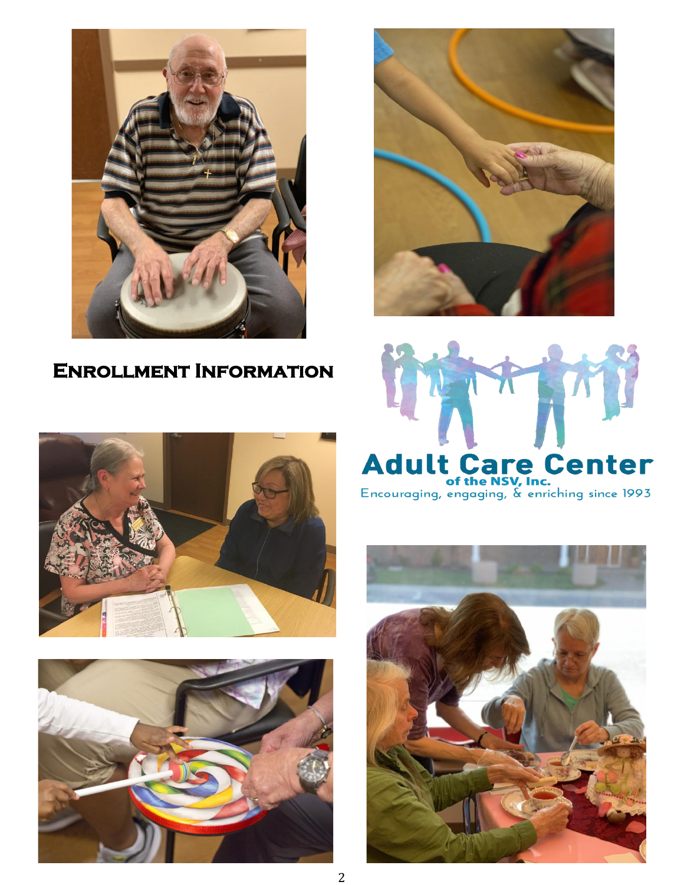# Enrollment Information

Adult Care Center of the NSV, Inc.

Encouraging, engaging, & enriching since 1993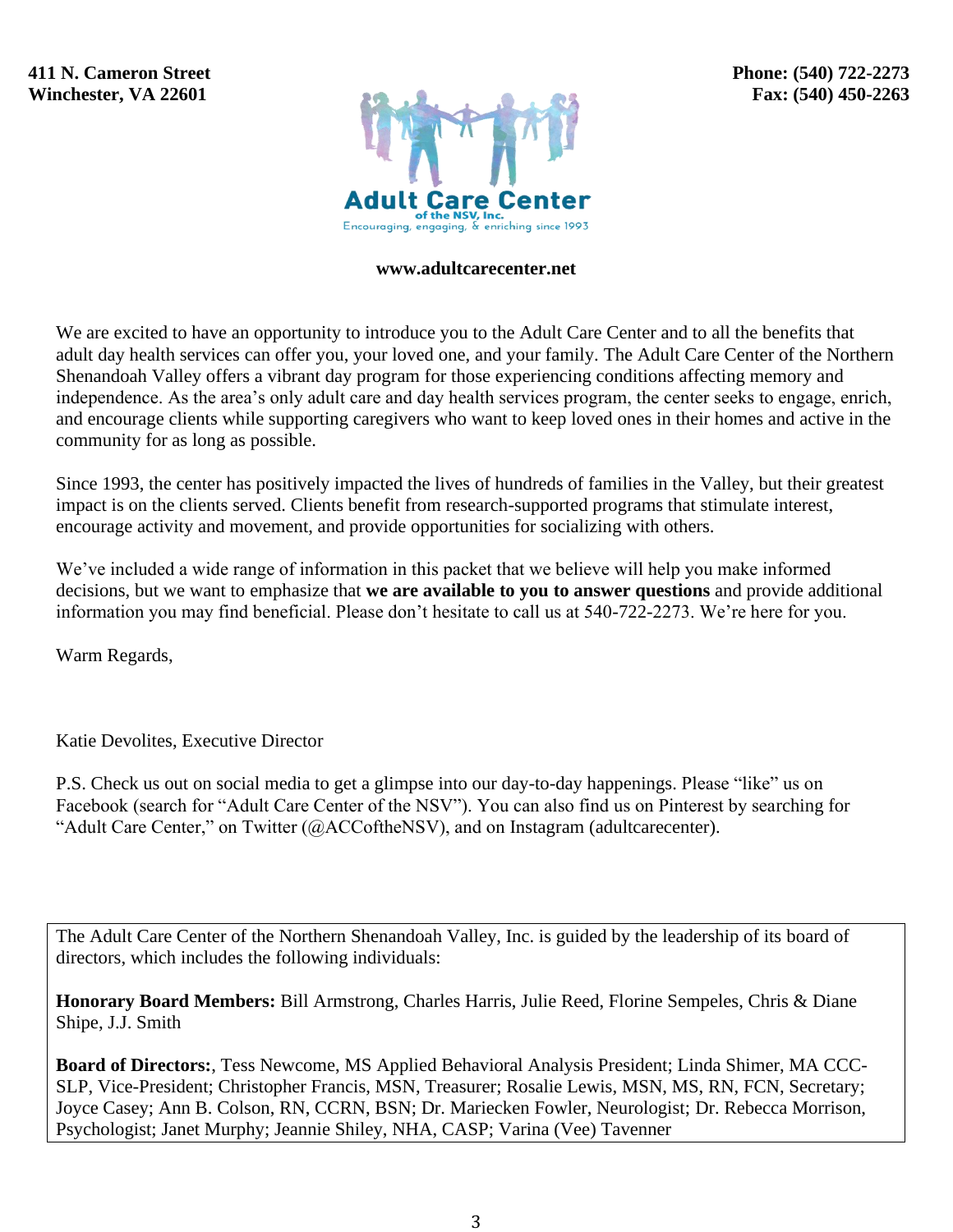411 N. Cameron Street
Winchester, VA 22601

Phone: (540) 722-2273
Fax: (540) 450-2263

**Adult Care Center**
of the NSV, Inc.
Encouraging, engaging, & enriching since 1993

**www.adultcarecenter.net**

We are excited to have an opportunity to introduce you to the Adult Care Center and to all the benefits that adult day health services can offer you, your loved one, and your family. The Adult Care Center of the Northern Shenandoah Valley offers a vibrant day program for those experiencing conditions affecting memory and independence. As the area's only adult care and day health services program, the center seeks to engage, enrich, and encourage clients while supporting caregivers who want to keep loved ones in their homes and active in the community for as long as possible.

Since 1993, the center has positively impacted the lives of hundreds of families in the Valley, but their greatest impact is on the clients served. Clients benefit from research-supported programs that stimulate interest, encourage activity and movement, and provide opportunities for socializing with others.

We've included a wide range of information in this packet that we believe will help you make informed decisions, but we want to emphasize that **we are available to you to answer questions** and provide additional information you may find beneficial. Please don't hesitate to call us at 540-722-2273. We're here for you.

Warm Regards,

Katie Devolites, Executive Director

P.S. Check us out on social media to get a glimpse into our day-to-day happenings. Please "like" us on Facebook (search for "Adult Care Center of the NSV"). You can also find us on Pinterest by searching for "Adult Care Center," on Twitter (@ACCoftheNSV), and on Instagram (adultcarecenter).

The Adult Care Center of the Northern Shenandoah Valley, Inc. is guided by the leadership of its board of directors, which includes the following individuals:

**Honorary Board Members:** Bill Armstrong, Charles Harris, Julie Reed, Florine Sempeles, Chris & Diane Shipe, J.J. Smith

**Board of Directors:**, Tess Newcome, MS Applied Behavioral Analysis President; Linda Shimer, MA CCC-SLP, Vice-President; Christopher Francis, MSN, Treasurer; Rosalie Lewis, MSN, MS, RN, FCN, Secretary; Joyce Casey; Ann B. Colson, RN, CCRN, BSN; Dr. Mariecken Fowler, Neurologist; Dr. Rebecca Morrison, Psychologist; Janet Murphy; Jeannie Shiley, NHA, CASP; Varina (Vee) Tavenner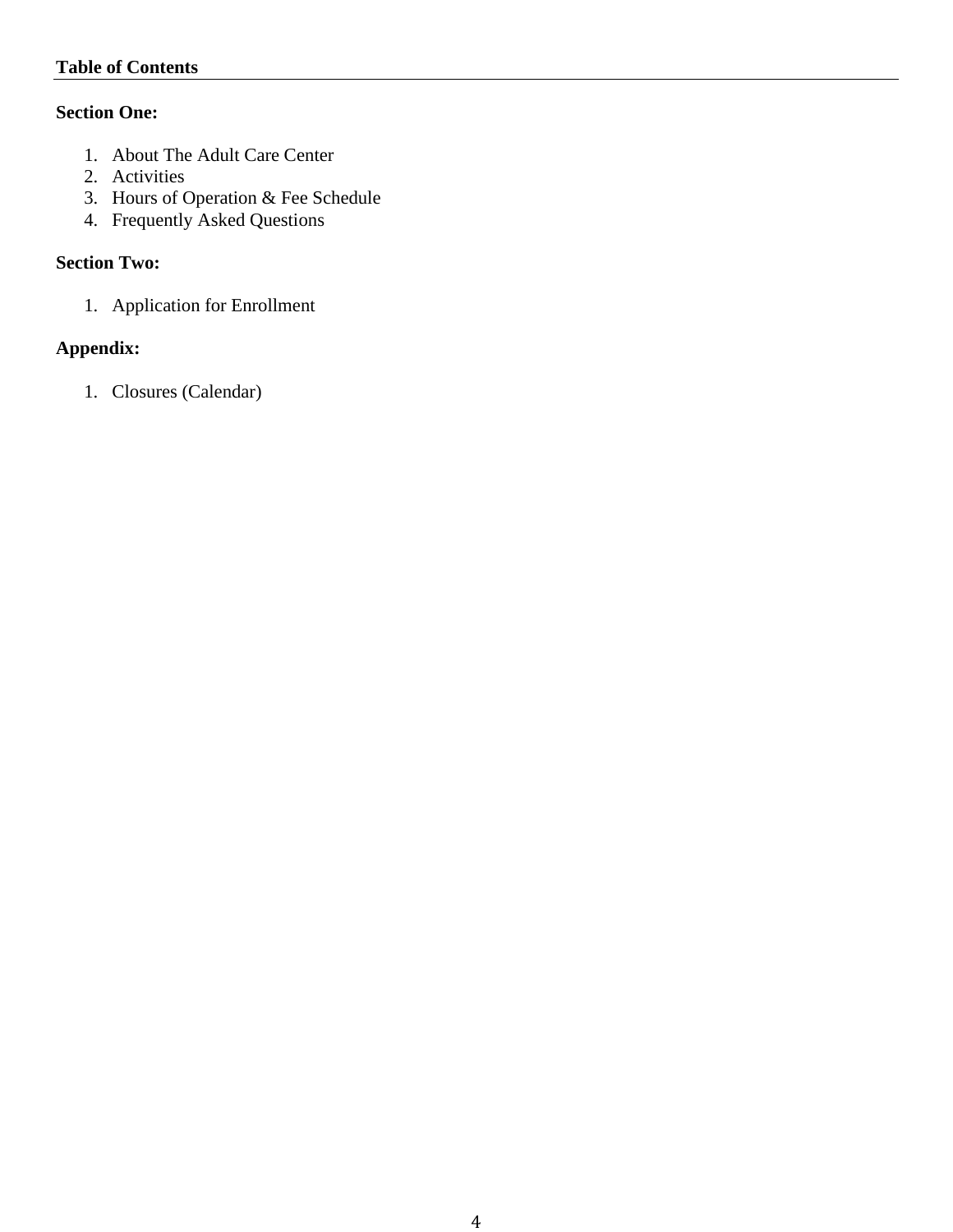## Table of Contents

**Section One:**

1. About The Adult Care Center
2. Activities
3. Hours of Operation & Fee Schedule
4. Frequently Asked Questions

**Section Two:**

1. Application for Enrollment

**Appendix:**

1. Closures (Calendar)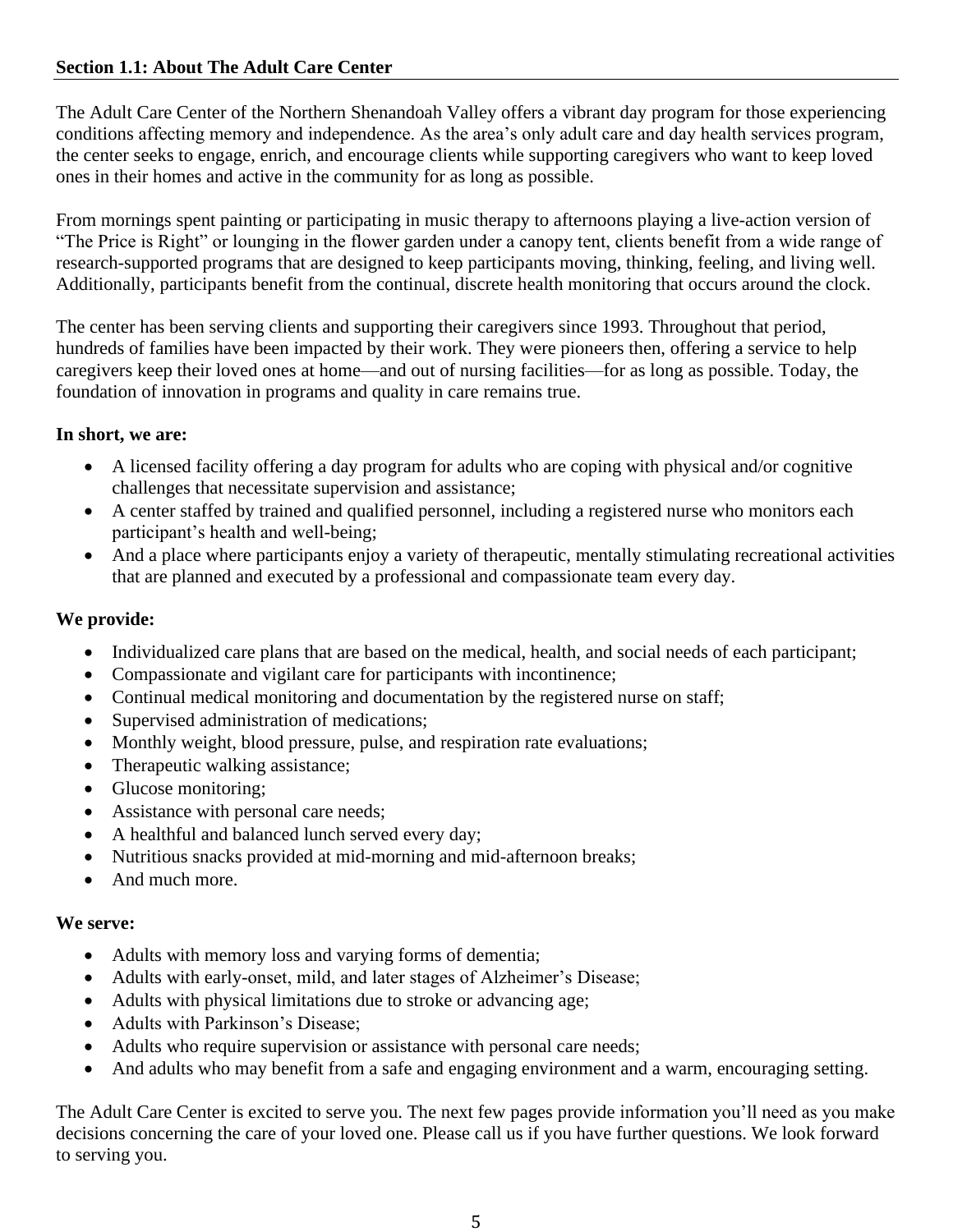## Section 1.1: About The Adult Care Center

The Adult Care Center of the Northern Shenandoah Valley offers a vibrant day program for those experiencing conditions affecting memory and independence. As the area's only adult care and day health services program, the center seeks to engage, enrich, and encourage clients while supporting caregivers who want to keep loved ones in their homes and active in the community for as long as possible.

From mornings spent painting or participating in music therapy to afternoons playing a live-action version of "The Price is Right" or lounging in the flower garden under a canopy tent, clients benefit from a wide range of research-supported programs that are designed to keep participants moving, thinking, feeling, and living well. Additionally, participants benefit from the continual, discrete health monitoring that occurs around the clock.

The center has been serving clients and supporting their caregivers since 1993. Throughout that period, hundreds of families have been impacted by their work. They were pioneers then, offering a service to help caregivers keep their loved ones at home—and out of nursing facilities—for as long as possible. Today, the foundation of innovation in programs and quality in care remains true.

**In short, we are:**

- A licensed facility offering a day program for adults who are coping with physical and/or cognitive challenges that necessitate supervision and assistance;
- A center staffed by trained and qualified personnel, including a registered nurse who monitors each participant's health and well-being;
- And a place where participants enjoy a variety of therapeutic, mentally stimulating recreational activities that are planned and executed by a professional and compassionate team every day.

**We provide:**

- Individualized care plans that are based on the medical, health, and social needs of each participant;
- Compassionate and vigilant care for participants with incontinence;
- Continual medical monitoring and documentation by the registered nurse on staff;
- Supervised administration of medications;
- Monthly weight, blood pressure, pulse, and respiration rate evaluations;
- Therapeutic walking assistance;
- Glucose monitoring;
- Assistance with personal care needs;
- A healthful and balanced lunch served every day;
- Nutritious snacks provided at mid-morning and mid-afternoon breaks;
- And much more.

**We serve:**

- Adults with memory loss and varying forms of dementia;
- Adults with early-onset, mild, and later stages of Alzheimer's Disease;
- Adults with physical limitations due to stroke or advancing age;
- Adults with Parkinson's Disease;
- Adults who require supervision or assistance with personal care needs;
- And adults who may benefit from a safe and engaging environment and a warm, encouraging setting.

The Adult Care Center is excited to serve you. The next few pages provide information you'll need as you make decisions concerning the care of your loved one. Please call us if you have further questions. We look forward to serving you.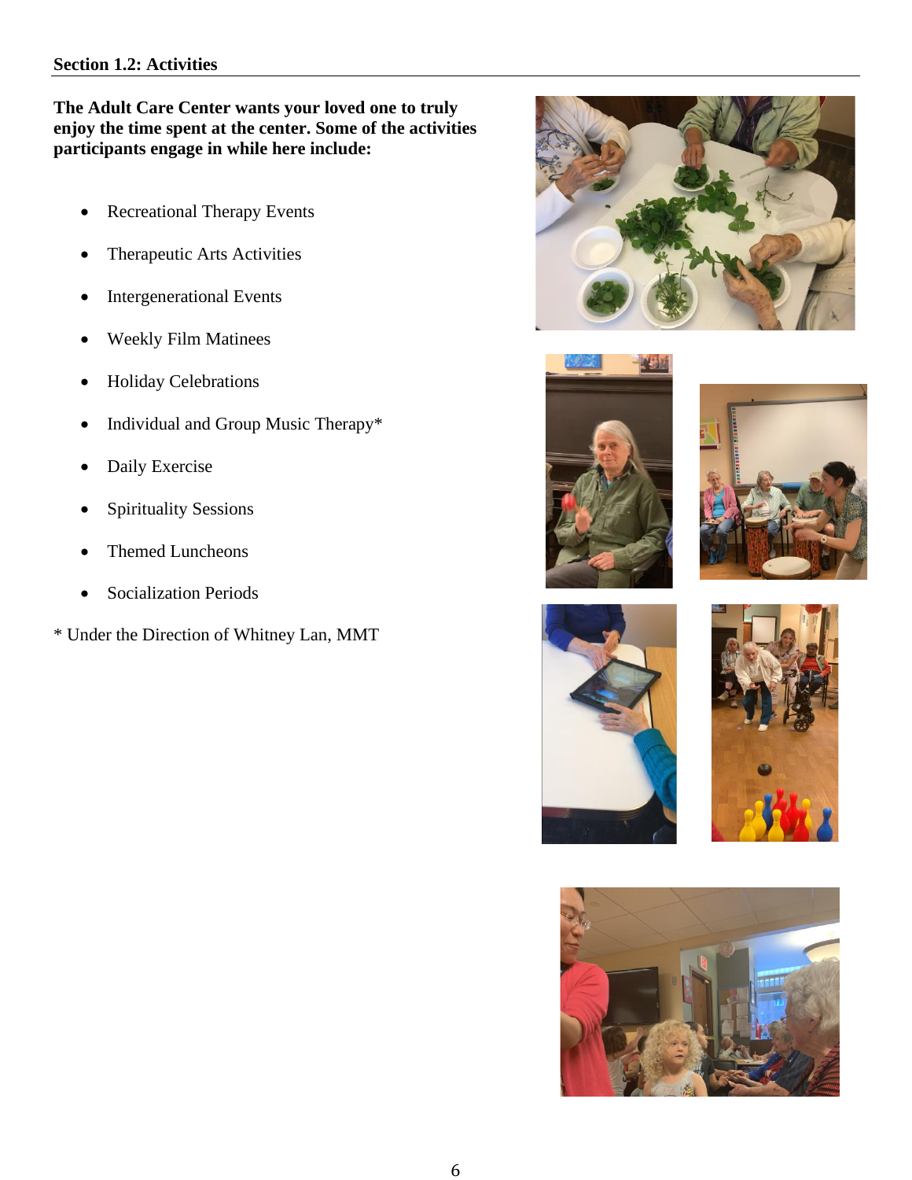## Section 1.2: Activities

**The Adult Care Center wants your loved one to truly enjoy the time spent at the center. Some of the activities participants engage in while here include:**

- Recreational Therapy Events
- Therapeutic Arts Activities
- Intergenerational Events
- Weekly Film Matinees
- Holiday Celebrations
- Individual and Group Music Therapy*
- Daily Exercise
- Spirituality Sessions
- Themed Luncheons
- Socialization Periods

* Under the Direction of Whitney Lan, MMT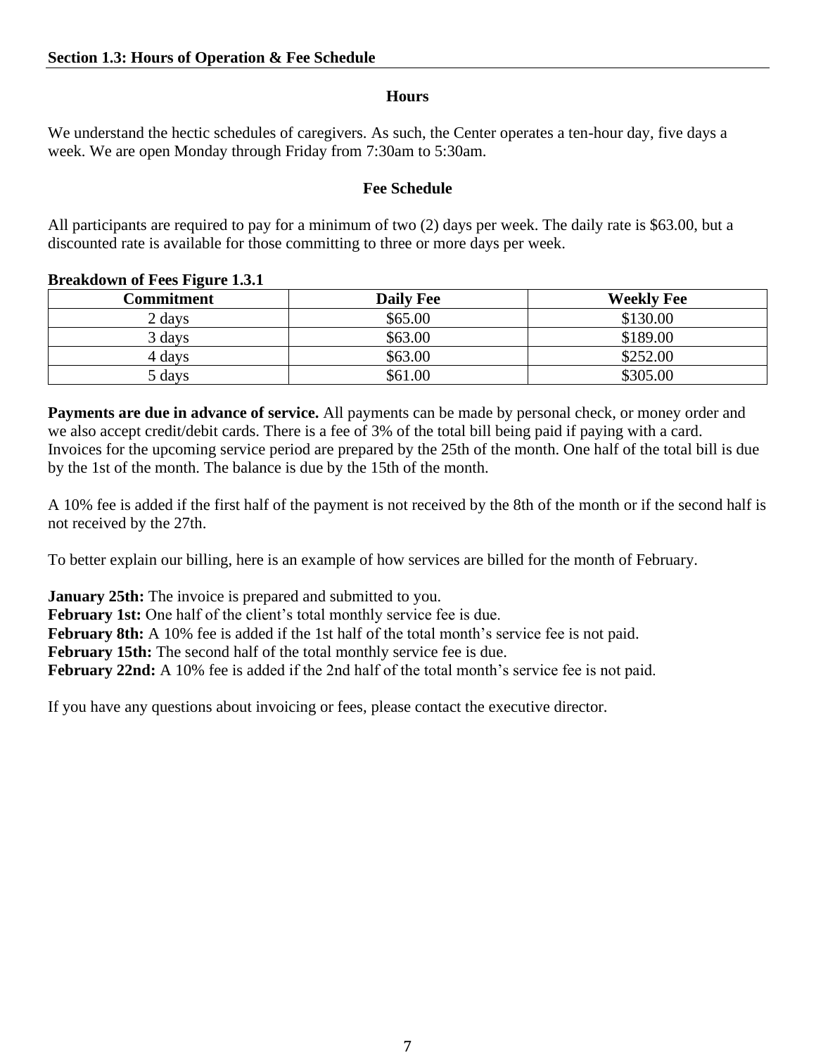## Section 1.3: Hours of Operation & Fee Schedule

### Hours

We understand the hectic schedules of caregivers. As such, the Center operates a ten-hour day, five days a week. We are open Monday through Friday from 7:30am to 5:30am.

### Fee Schedule

All participants are required to pay for a minimum of two (2) days per week. The daily rate is $63.00, but a discounted rate is available for those committing to three or more days per week.

**Breakdown of Fees Figure 1.3.1**

| Commitment | Daily Fee | Weekly Fee |
|---|---|---|
| 2 days | $65.00 | $130.00 |
| 3 days | $63.00 | $189.00 |
| 4 days | $63.00 | $252.00 |
| 5 days | $61.00 | $305.00 |

**Payments are due in advance of service.** All payments can be made by personal check, or money order and we also accept credit/debit cards. There is a fee of 3% of the total bill being paid if paying with a card. Invoices for the upcoming service period are prepared by the 25th of the month. One half of the total bill is due by the 1st of the month. The balance is due by the 15th of the month.

A 10% fee is added if the first half of the payment is not received by the 8th of the month or if the second half is not received by the 27th.

To better explain our billing, here is an example of how services are billed for the month of February.

**January 25th:** The invoice is prepared and submitted to you.
**February 1st:** One half of the client's total monthly service fee is due.
**February 8th:** A 10% fee is added if the 1st half of the total month's service fee is not paid.
**February 15th:** The second half of the total monthly service fee is due.
**February 22nd:** A 10% fee is added if the 2nd half of the total month's service fee is not paid.

If you have any questions about invoicing or fees, please contact the executive director.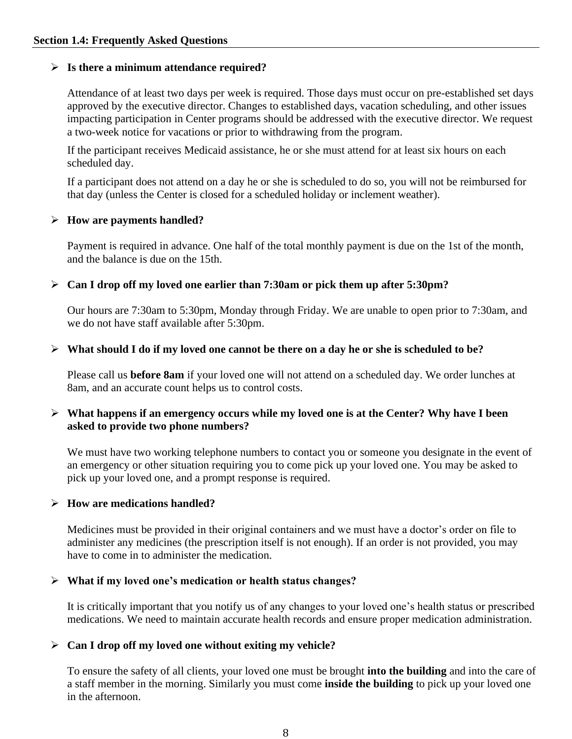## Section 1.4: Frequently Asked Questions

- **Is there a minimum attendance required?**

  Attendance of at least two days per week is required. Those days must occur on pre-established set days approved by the executive director. Changes to established days, vacation scheduling, and other issues impacting participation in Center programs should be addressed with the executive director. We request a two-week notice for vacations or prior to withdrawing from the program.

  If the participant receives Medicaid assistance, he or she must attend for at least six hours on each scheduled day.

  If a participant does not attend on a day he or she is scheduled to do so, you will not be reimbursed for that day (unless the Center is closed for a scheduled holiday or inclement weather).

- **How are payments handled?**

  Payment is required in advance. One half of the total monthly payment is due on the 1st of the month, and the balance is due on the 15th.

- **Can I drop off my loved one earlier than 7:30am or pick them up after 5:30pm?**

  Our hours are 7:30am to 5:30pm, Monday through Friday. We are unable to open prior to 7:30am, and we do not have staff available after 5:30pm.

- **What should I do if my loved one cannot be there on a day he or she is scheduled to be?**

  Please call us **before 8am** if your loved one will not attend on a scheduled day. We order lunches at 8am, and an accurate count helps us to control costs.

- **What happens if an emergency occurs while my loved one is at the Center? Why have I been asked to provide two phone numbers?**

  We must have two working telephone numbers to contact you or someone you designate in the event of an emergency or other situation requiring you to come pick up your loved one. You may be asked to pick up your loved one, and a prompt response is required.

- **How are medications handled?**

  Medicines must be provided in their original containers and we must have a doctor's order on file to administer any medicines (the prescription itself is not enough). If an order is not provided, you may have to come in to administer the medication.

- **What if my loved one's medication or health status changes?**

  It is critically important that you notify us of any changes to your loved one's health status or prescribed medications. We need to maintain accurate health records and ensure proper medication administration.

- **Can I drop off my loved one without exiting my vehicle?**

  To ensure the safety of all clients, your loved one must be brought **into the building** and into the care of a staff member in the morning. Similarly you must come **inside the building** to pick up your loved one in the afternoon.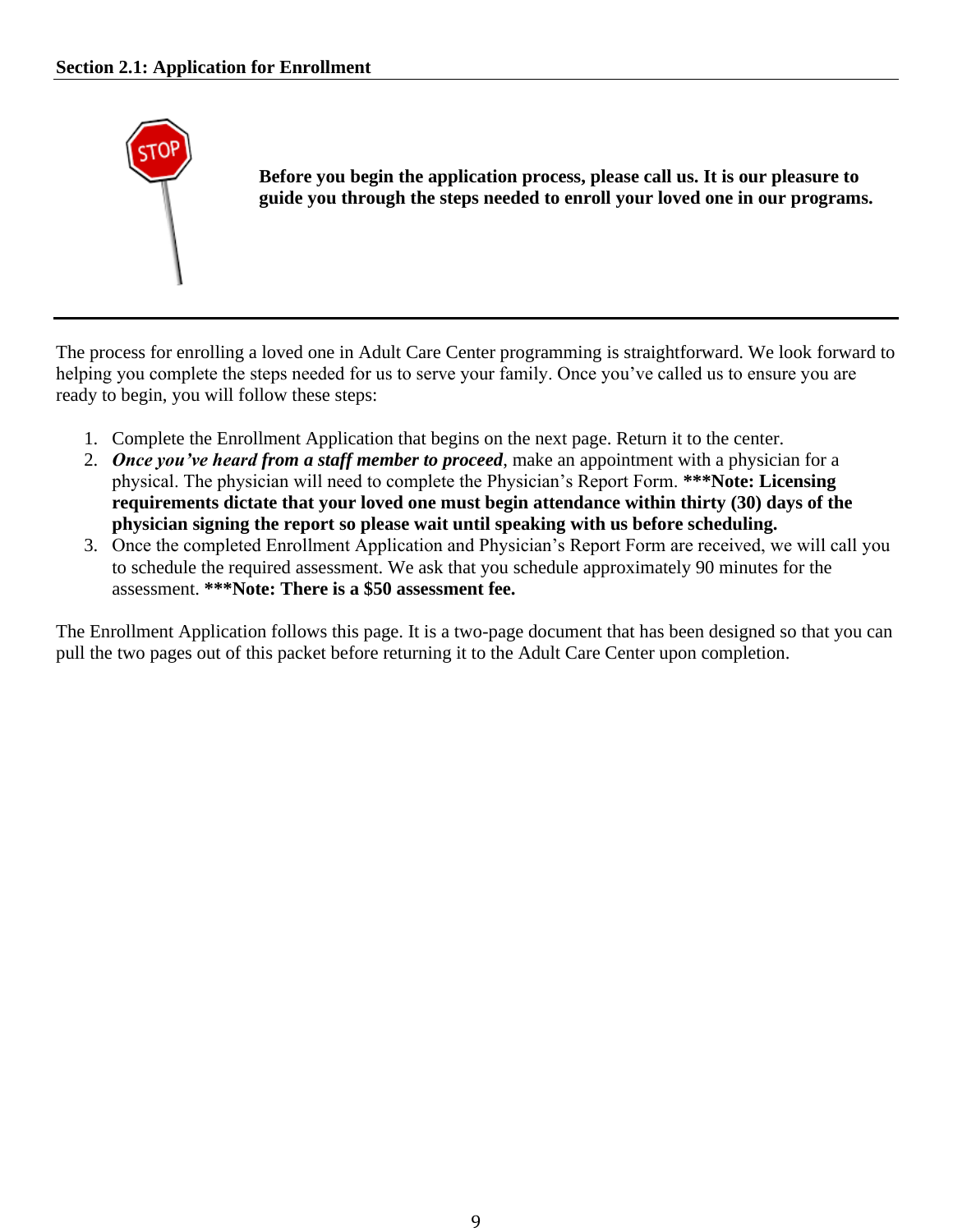**Section 2.1: Application for Enrollment**

**Before you begin the application process, please call us. It is our pleasure to guide you through the steps needed to enroll your loved one in our programs.**

---

The process for enrolling a loved one in Adult Care Center programming is straightforward. We look forward to helping you complete the steps needed for us to serve your family. Once you've called us to ensure you are ready to begin, you will follow these steps:

1. Complete the Enrollment Application that begins on the next page. Return it to the center.
2. ***Once you've heard from a staff member to proceed***, make an appointment with a physician for a physical. The physician will need to complete the Physician's Report Form. **\*\*\*Note: Licensing requirements dictate that your loved one must begin attendance within thirty (30) days of the physician signing the report so please wait until speaking with us before scheduling.**
3. Once the completed Enrollment Application and Physician's Report Form are received, we will call you to schedule the required assessment. We ask that you schedule approximately 90 minutes for the assessment. **\*\*\*Note: There is a $50 assessment fee.**

The Enrollment Application follows this page. It is a two-page document that has been designed so that you can pull the two pages out of this packet before returning it to the Adult Care Center upon completion.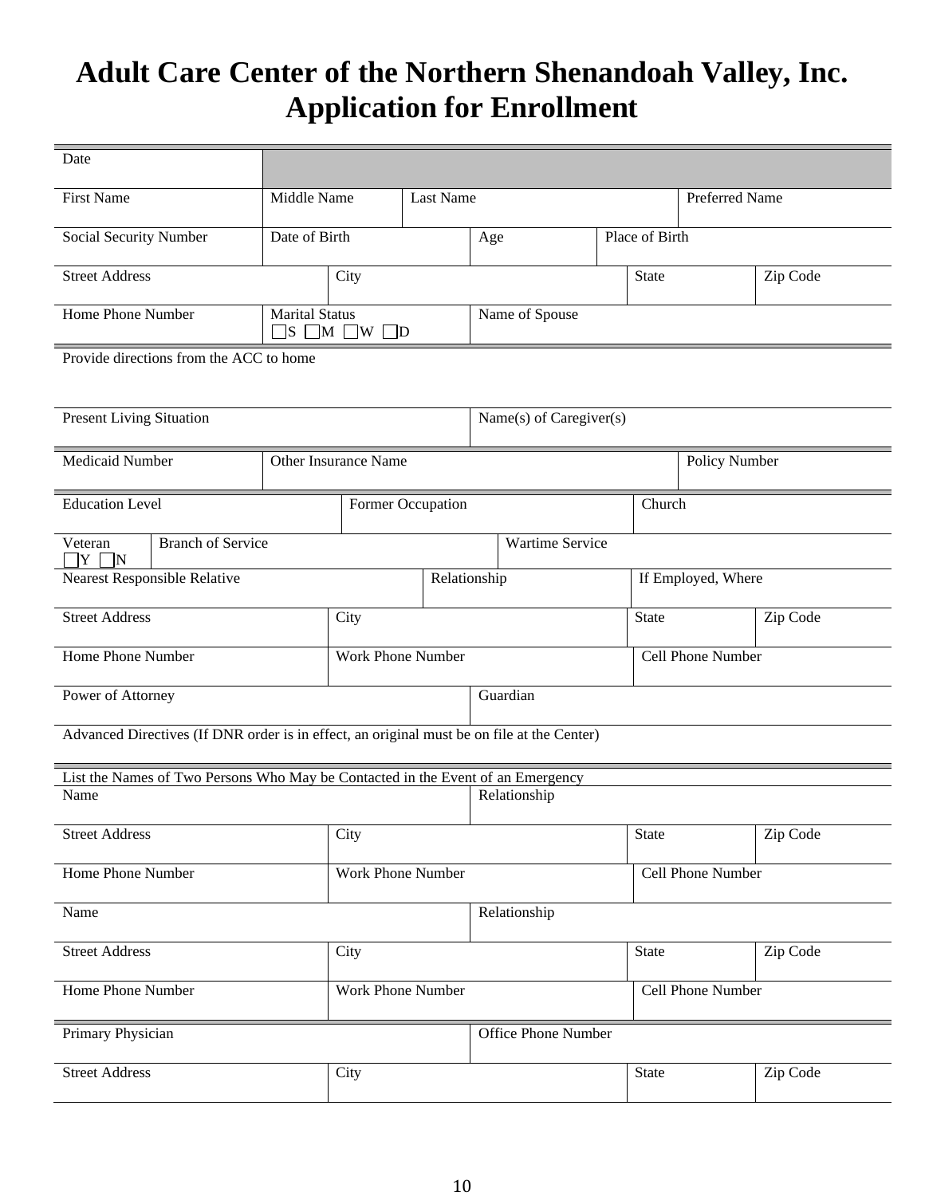# Adult Care Center of the Northern Shenandoah Valley, Inc.
# Application for Enrollment

| Date | | | |
|---|---|---|---|
| First Name | Middle Name | Last Name | Preferred Name |
| Social Security Number | Date of Birth | Age | Place of Birth |
| Street Address | City | State | Zip Code |
| Home Phone Number | Marital Status ☐S ☐M ☐W ☐D | Name of Spouse | |

Provide directions from the ACC to home

| Present Living Situation | Name(s) of Caregiver(s) |
|---|---|

| Medicaid Number | Other Insurance Name | Policy Number |
|---|---|---|

| Education Level | Former Occupation | Church |
|---|---|---|
| Veteran ☐Y ☐N | Branch of Service | Wartime Service |
| Nearest Responsible Relative | Relationship | If Employed, Where |

| Street Address | City | State | Zip Code |
|---|---|---|---|
| Home Phone Number | Work Phone Number | Cell Phone Number | |

| Power of Attorney | Guardian |
|---|---|

Advanced Directives (If DNR order is in effect, an original must be on file at the Center)

List the Names of Two Persons Who May be Contacted in the Event of an Emergency

| Name | Relationship | | |
|---|---|---|---|
| Street Address | City | State | Zip Code |
| Home Phone Number | Work Phone Number | Cell Phone Number | |
| Name | Relationship | | |
| Street Address | City | State | Zip Code |
| Home Phone Number | Work Phone Number | Cell Phone Number | |

| Primary Physician | Office Phone Number | | |
|---|---|---|---|
| Street Address | City | State | Zip Code |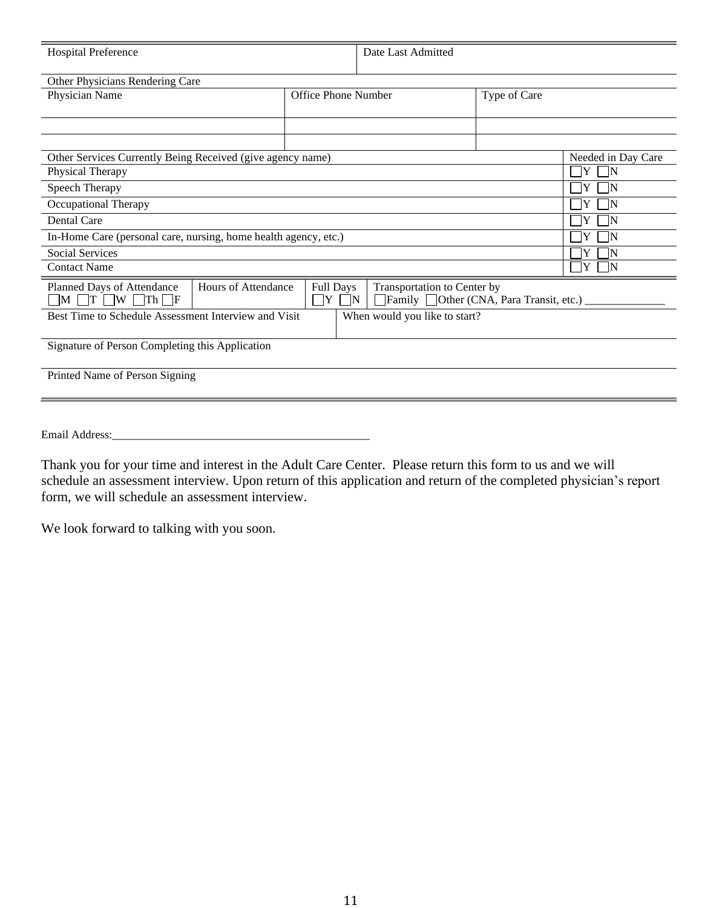| Hospital Preference | Date Last Admitted |
|---|---|
| | |

| Other Physicians Rendering Care | | |
|---|---|---|
| Physician Name | Office Phone Number | Type of Care |
| | | |
| | | |

| Other Services Currently Being Received (give agency name) | Needed in Day Care |
|---|---|
| Physical Therapy | ☐Y ☐N |
| Speech Therapy | ☐Y ☐N |
| Occupational Therapy | ☐Y ☐N |
| Dental Care | ☐Y ☐N |
| In-Home Care (personal care, nursing, home health agency, etc.) | ☐Y ☐N |
| Social Services | ☐Y ☐N |
| Contact Name | ☐Y ☐N |

| Planned Days of Attendance ☐M ☐T ☐W ☐Th ☐F | Hours of Attendance | Full Days ☐Y ☐N | Transportation to Center by ☐Family ☐Other (CNA, Para Transit, etc.) ______________ |
|---|---|---|---|

| Best Time to Schedule Assessment Interview and Visit | When would you like to start? |
|---|---|
| | |

Signature of Person Completing this Application

Printed Name of Person Signing

Email Address:_______________________________________________

Thank you for your time and interest in the Adult Care Center. Please return this form to us and we will schedule an assessment interview. Upon return of this application and return of the completed physician's report form, we will schedule an assessment interview.

We look forward to talking with you soon.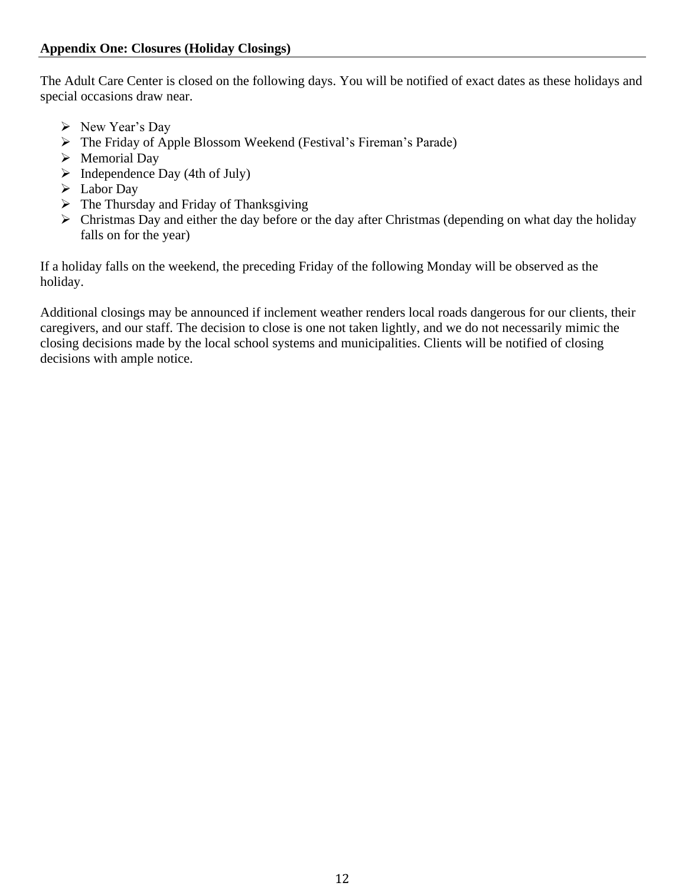## Appendix One: Closures (Holiday Closings)

The Adult Care Center is closed on the following days. You will be notified of exact dates as these holidays and special occasions draw near.

- New Year's Day
- The Friday of Apple Blossom Weekend (Festival's Fireman's Parade)
- Memorial Day
- Independence Day (4th of July)
- Labor Day
- The Thursday and Friday of Thanksgiving
- Christmas Day and either the day before or the day after Christmas (depending on what day the holiday falls on for the year)

If a holiday falls on the weekend, the preceding Friday of the following Monday will be observed as the holiday.

Additional closings may be announced if inclement weather renders local roads dangerous for our clients, their caregivers, and our staff. The decision to close is one not taken lightly, and we do not necessarily mimic the closing decisions made by the local school systems and municipalities. Clients will be notified of closing decisions with ample notice.